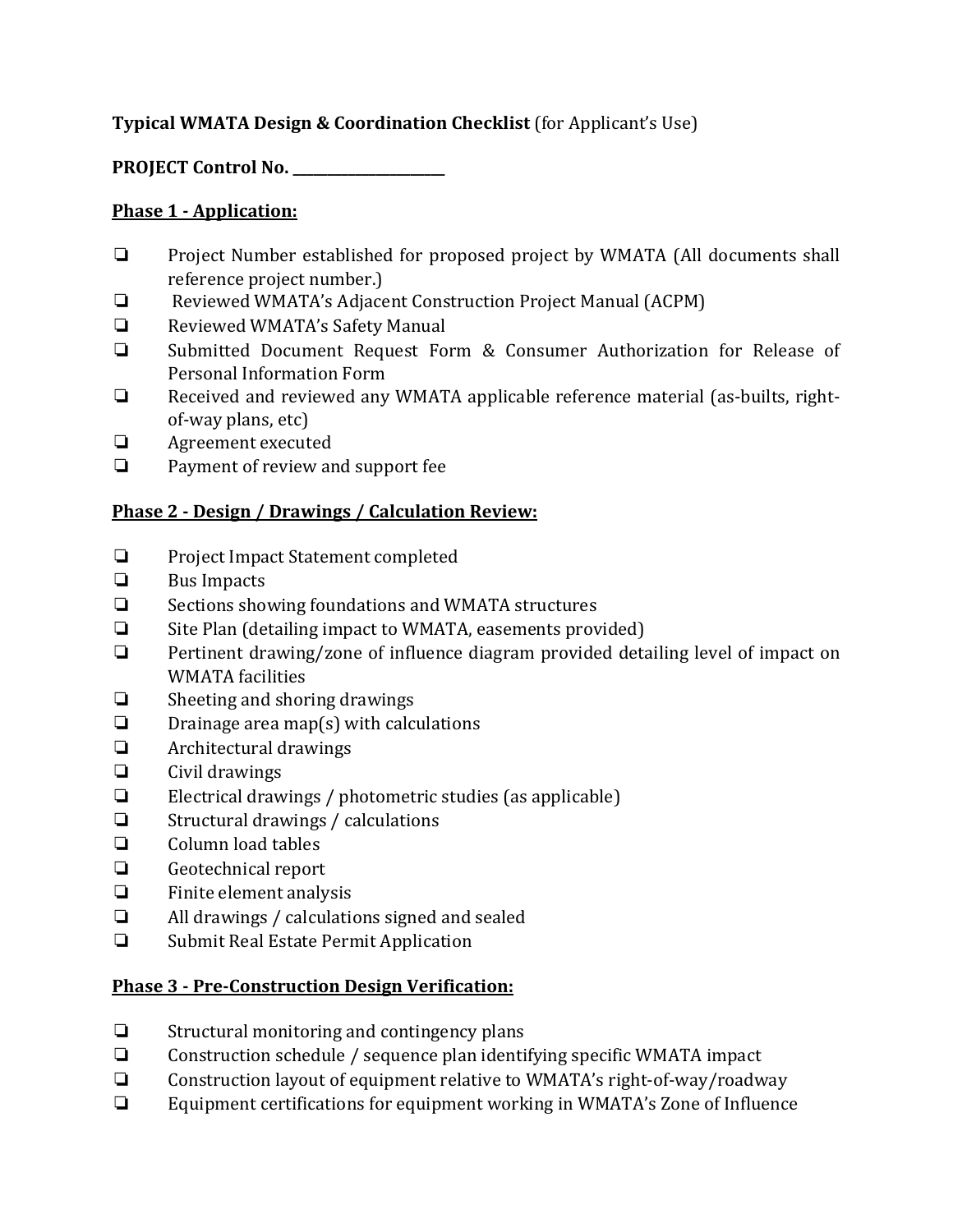**Typical WMATA Design & Coordination Checklist** (for Applicant's Use)

**PROJECT Control No. ____________________**

**Phase 1 - Application:**

- ❑ Project Number established for proposed project by WMATA (All documents shall reference project number.)
- ❑ Reviewed WMATA's Adjacent Construction Project Manual (ACPM)
- ❑ Reviewed WMATA's Safety Manual
- ❑ Submitted Document Request Form & Consumer Authorization for Release of Personal Information Form
- ❑ Received and reviewed any WMATA applicable reference material (as-builts, right-of-way plans, etc)
- ❑ Agreement executed
- ❑ Payment of review and support fee

**Phase 2 - Design / Drawings / Calculation Review:**

- ❑ Project Impact Statement completed
- ❑ Bus Impacts
- ❑ Sections showing foundations and WMATA structures
- ❑ Site Plan (detailing impact to WMATA, easements provided)
- ❑ Pertinent drawing/zone of influence diagram provided detailing level of impact on WMATA facilities
- ❑ Sheeting and shoring drawings
- ❑ Drainage area map(s) with calculations
- ❑ Architectural drawings
- ❑ Civil drawings
- ❑ Electrical drawings / photometric studies (as applicable)
- ❑ Structural drawings / calculations
- ❑ Column load tables
- ❑ Geotechnical report
- ❑ Finite element analysis
- ❑ All drawings / calculations signed and sealed
- ❑ Submit Real Estate Permit Application

**Phase 3 - Pre-Construction Design Verification:**

- ❑ Structural monitoring and contingency plans
- ❑ Construction schedule / sequence plan identifying specific WMATA impact
- ❑ Construction layout of equipment relative to WMATA's right-of-way/roadway
- ❑ Equipment certifications for equipment working in WMATA's Zone of Influence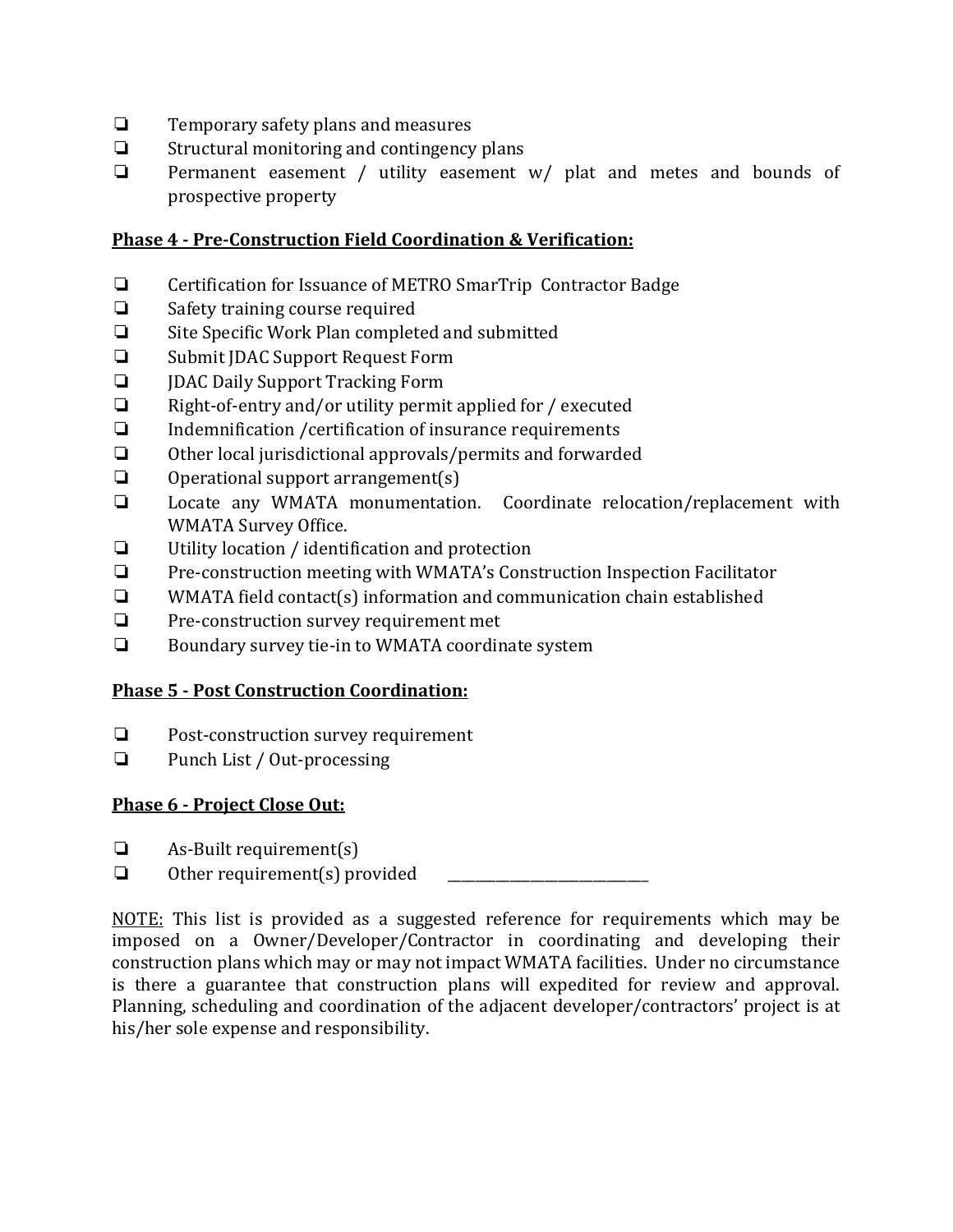- ❑ Temporary safety plans and measures
- ❑ Structural monitoring and contingency plans
- ❑ Permanent easement / utility easement w/ plat and metes and bounds of prospective property

**Phase 4 - Pre-Construction Field Coordination & Verification:**

- ❑ Certification for Issuance of METRO SmarTrip Contractor Badge
- ❑ Safety training course required
- ❑ Site Specific Work Plan completed and submitted
- ❑ Submit JDAC Support Request Form
- ❑ JDAC Daily Support Tracking Form
- ❑ Right-of-entry and/or utility permit applied for / executed
- ❑ Indemnification /certification of insurance requirements
- ❑ Other local jurisdictional approvals/permits and forwarded
- ❑ Operational support arrangement(s)
- ❑ Locate any WMATA monumentation. Coordinate relocation/replacement with WMATA Survey Office.
- ❑ Utility location / identification and protection
- ❑ Pre-construction meeting with WMATA's Construction Inspection Facilitator
- ❑ WMATA field contact(s) information and communication chain established
- ❑ Pre-construction survey requirement met
- ❑ Boundary survey tie-in to WMATA coordinate system

**Phase 5 - Post Construction Coordination:**

- ❑ Post-construction survey requirement
- ❑ Punch List / Out-processing

**Phase 6 - Project Close Out:**

- ❑ As-Built requirement(s)
- ❑ Other requirement(s) provided ____________________________

NOTE: This list is provided as a suggested reference for requirements which may be imposed on a Owner/Developer/Contractor in coordinating and developing their construction plans which may or may not impact WMATA facilities. Under no circumstance is there a guarantee that construction plans will expedited for review and approval. Planning, scheduling and coordination of the adjacent developer/contractors' project is at his/her sole expense and responsibility.